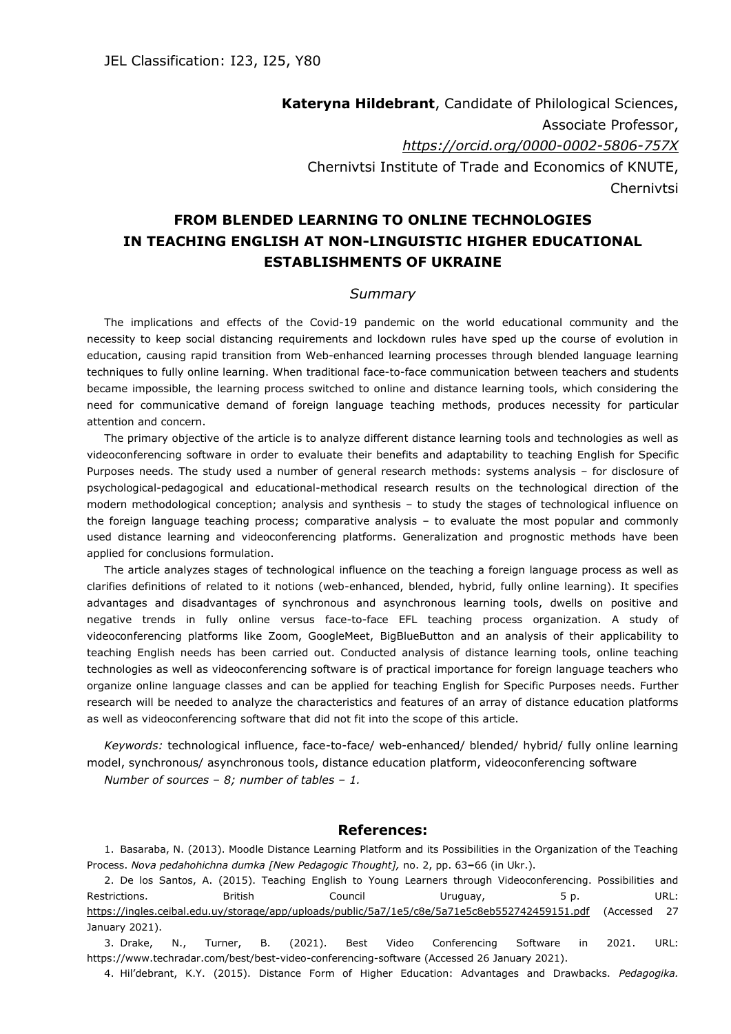JEL Classification: I23, I25, Y80

**Kateryna Hildebrant**, Candidate of Philological Sciences,
Associate Professor,
*https://orcid.org/0000-0002-5806-757X*
Chernivtsi Institute of Trade and Economics of KNUTE,
Chernivtsi

# FROM BLENDED LEARNING TO ONLINE TECHNOLOGIES IN TEACHING ENGLISH AT NON-LINGUISTIC HIGHER EDUCATIONAL ESTABLISHMENTS OF UKRAINE

## *Summary*

The implications and effects of the Covid-19 pandemic on the world educational community and the necessity to keep social distancing requirements and lockdown rules have sped up the course of evolution in education, causing rapid transition from Web-enhanced learning processes through blended language learning techniques to fully online learning. When traditional face-to-face communication between teachers and students became impossible, the learning process switched to online and distance learning tools, which considering the need for communicative demand of foreign language teaching methods, produces necessity for particular attention and concern.

The primary objective of the article is to analyze different distance learning tools and technologies as well as videoconferencing software in order to evaluate their benefits and adaptability to teaching English for Specific Purposes needs. The study used a number of general research methods: systems analysis – for disclosure of psychological-pedagogical and educational-methodical research results on the technological direction of the modern methodological conception; analysis and synthesis – to study the stages of technological influence on the foreign language teaching process; comparative analysis – to evaluate the most popular and commonly used distance learning and videoconferencing platforms. Generalization and prognostic methods have been applied for conclusions formulation.

The article analyzes stages of technological influence on the teaching a foreign language process as well as clarifies definitions of related to it notions (web-enhanced, blended, hybrid, fully online learning). It specifies advantages and disadvantages of synchronous and asynchronous learning tools, dwells on positive and negative trends in fully online versus face-to-face EFL teaching process organization. A study of videoconferencing platforms like Zoom, GoogleMeet, BigBlueButton and an analysis of their applicability to teaching English needs has been carried out. Conducted analysis of distance learning tools, online teaching technologies as well as videoconferencing software is of practical importance for foreign language teachers who organize online language classes and can be applied for teaching English for Specific Purposes needs. Further research will be needed to analyze the characteristics and features of an array of distance education platforms as well as videoconferencing software that did not fit into the scope of this article.

*Keywords:* technological influence, face-to-face/ web-enhanced/ blended/ hybrid/ fully online learning model, synchronous/ asynchronous tools, distance education platform, videoconferencing software

*Number of sources – 8; number of tables – 1.*

## References:

1. Basaraba, N. (2013). Moodle Distance Learning Platform and its Possibilities in the Organization of the Teaching Process. *Nova pedahohichna dumka [New Pedagogic Thought],* no. 2, pp. 63–66 (in Ukr.).
2. De los Santos, A. (2015). Teaching English to Young Learners through Videoconferencing. Possibilities and Restrictions. British Council Uruguay, 5 p. URL: https://ingles.ceibal.edu.uy/storage/app/uploads/public/5a7/1e5/c8e/5a71e5c8eb552742459151.pdf (Accessed 27 January 2021).
3. Drake, N., Turner, B. (2021). Best Video Conferencing Software in 2021. URL: https://www.techradar.com/best/best-video-conferencing-software (Accessed 26 January 2021).
4. Hil'debrant, K.Y. (2015). Distance Form of Higher Education: Advantages and Drawbacks. *Pedagogika.*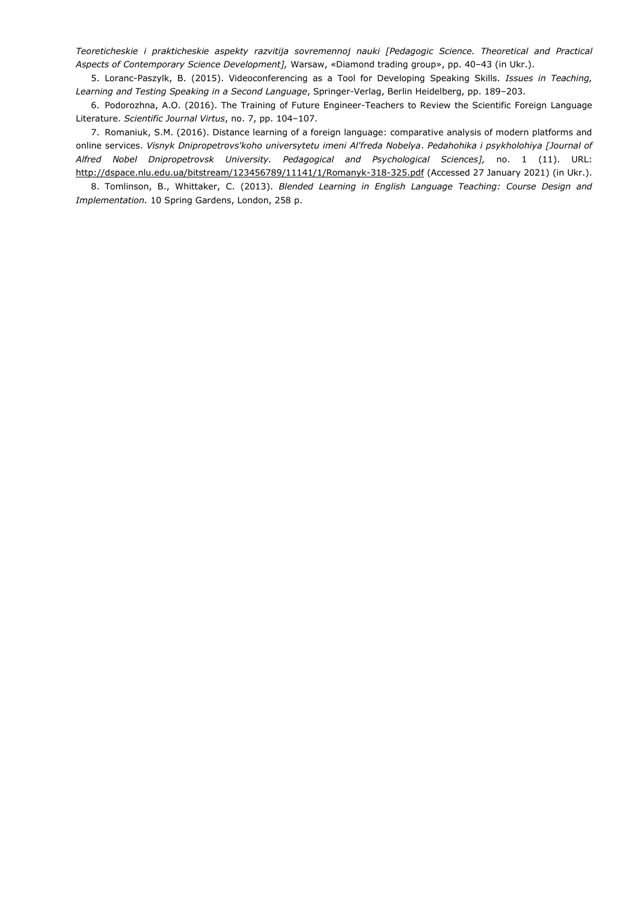*Teoreticheskie i prakticheskie aspekty razvitija sovremennoj nauki [Pedagogic Science. Theoretical and Practical Aspects of Contemporary Science Development],* Warsaw, «Diamond trading group», pp. 40–43 (in Ukr.).

5. Loranc-Paszylk, B. (2015). Videoconferencing as a Tool for Developing Speaking Skills. *Issues in Teaching, Learning and Testing Speaking in a Second Language*, Springer-Verlag, Berlin Heidelberg, pp. 189–203.

6. Podorozhna, A.O. (2016). The Training of Future Engineer-Teachers to Review the Scientific Foreign Language Literature. *Scientific Journal Virtus*, no. 7, pp. 104–107.

7. Romaniuk, S.M. (2016). Distance learning of a foreign language: comparative analysis of modern platforms and online services. *Visnyk Dnipropetrovs'koho universytetu imeni Al'freda Nobelya*. *Pedahohika i psykholohiya [Journal of Alfred Nobel Dnipropetrovsk University. Pedagogical and Psychological Sciences],* no. 1 (11). URL: http://dspace.nlu.edu.ua/bitstream/123456789/11141/1/Romanyk-318-325.pdf (Accessed 27 January 2021) (in Ukr.).

8. Tomlinson, B., Whittaker, C. (2013). *Blended Learning in English Language Teaching: Course Design and Implementation*. 10 Spring Gardens, London, 258 p.